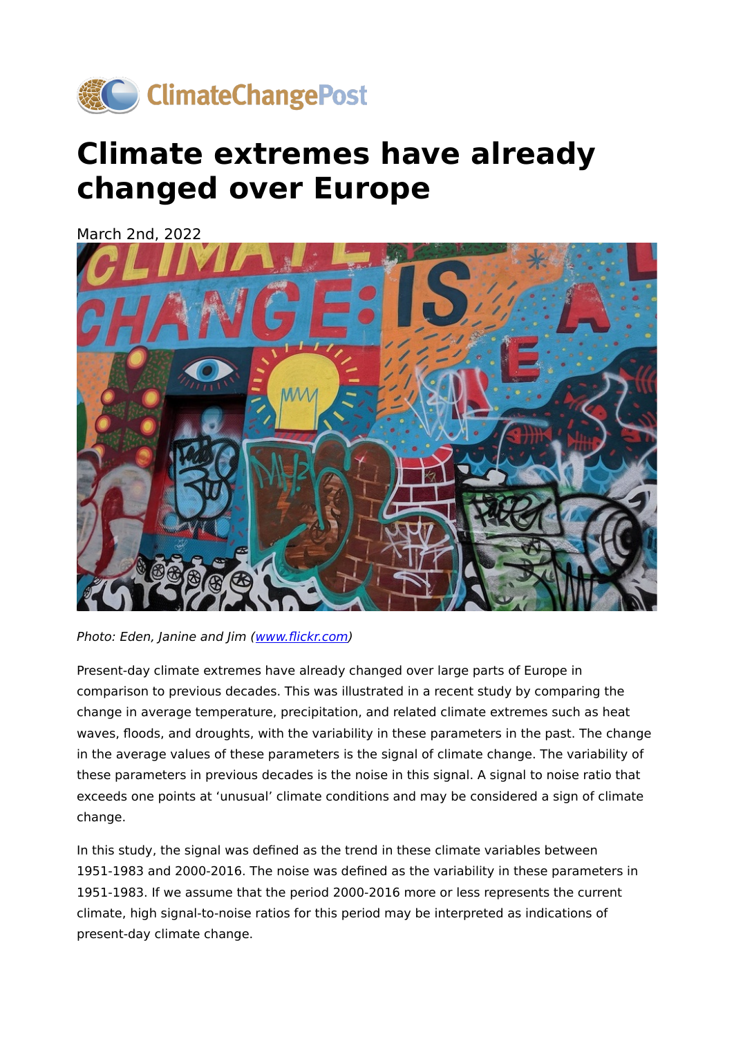# Climate extremes have already changed over Europe

March 2nd, 2022

*Photo: Eden, Janine and Jim ([www.flickr.com](www.flickr.com))*

Present-day climate extremes have already changed over large parts of Europe in comparison to previous decades. This was illustrated in a recent study by comparing the change in average temperature, precipitation, and related climate extremes such as heat waves, floods, and droughts, with the variability in these parameters in the past. The change in the average values of these parameters is the signal of climate change. The variability of these parameters in previous decades is the noise in this signal. A signal to noise ratio that exceeds one points at 'unusual' climate conditions and may be considered a sign of climate change.

In this study, the signal was defined as the trend in these climate variables between 1951-1983 and 2000-2016. The noise was defined as the variability in these parameters in 1951-1983. If we assume that the period 2000-2016 more or less represents the current climate, high signal-to-noise ratios for this period may be interpreted as indications of present-day climate change.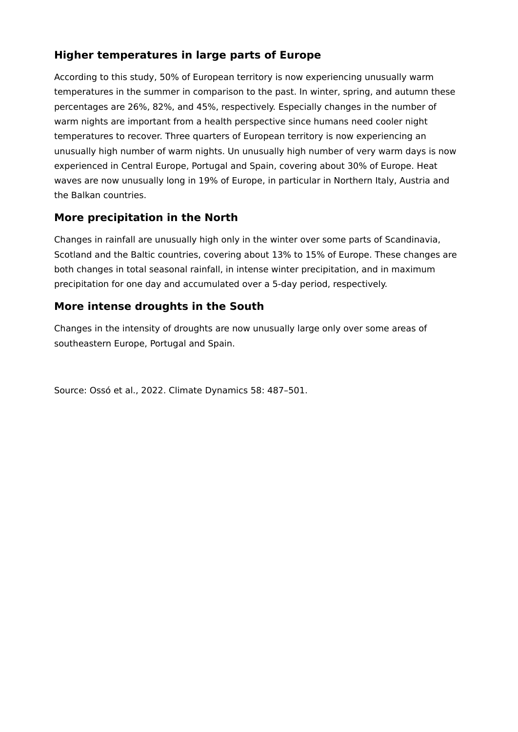## Higher temperatures in large parts of Europe

According to this study, 50% of European territory is now experiencing unusually warm temperatures in the summer in comparison to the past. In winter, spring, and autumn these percentages are 26%, 82%, and 45%, respectively. Especially changes in the number of warm nights are important from a health perspective since humans need cooler night temperatures to recover. Three quarters of European territory is now experiencing an unusually high number of warm nights. Un unusually high number of very warm days is now experienced in Central Europe, Portugal and Spain, covering about 30% of Europe. Heat waves are now unusually long in 19% of Europe, in particular in Northern Italy, Austria and the Balkan countries.

## More precipitation in the North

Changes in rainfall are unusually high only in the winter over some parts of Scandinavia, Scotland and the Baltic countries, covering about 13% to 15% of Europe. These changes are both changes in total seasonal rainfall, in intense winter precipitation, and in maximum precipitation for one day and accumulated over a 5-day period, respectively.

## More intense droughts in the South

Changes in the intensity of droughts are now unusually large only over some areas of southeastern Europe, Portugal and Spain.

Source: Ossó et al., 2022. Climate Dynamics 58: 487–501.